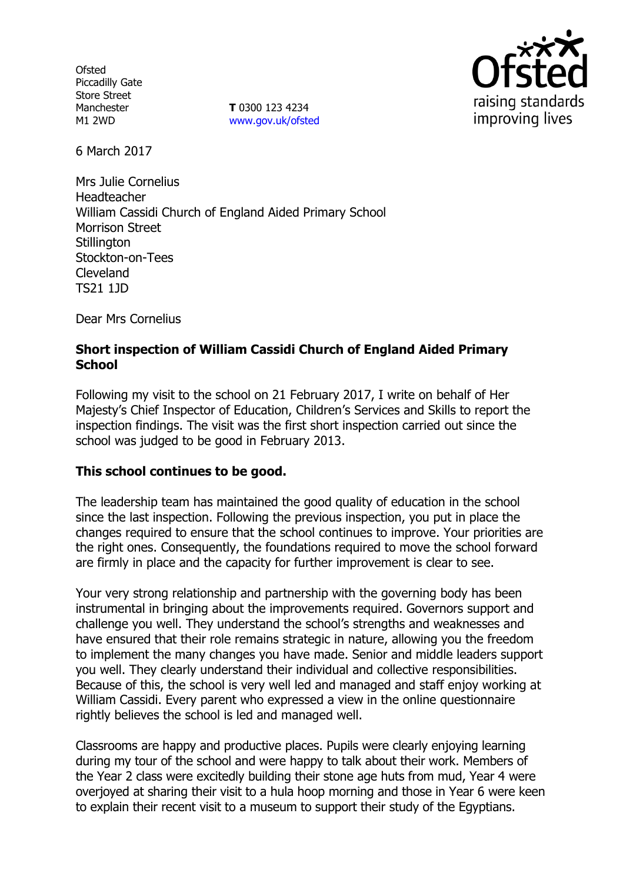Ofsted
Piccadilly Gate
Store Street
Manchester
M1 2WD

**T** 0300 123 4234
www.gov.uk/ofsted

6 March 2017

Mrs Julie Cornelius
Headteacher
William Cassidi Church of England Aided Primary School
Morrison Street
Stillington
Stockton-on-Tees
Cleveland
TS21 1JD

Dear Mrs Cornelius

**Short inspection of William Cassidi Church of England Aided Primary School**

Following my visit to the school on 21 February 2017, I write on behalf of Her Majesty's Chief Inspector of Education, Children's Services and Skills to report the inspection findings. The visit was the first short inspection carried out since the school was judged to be good in February 2013.

**This school continues to be good.**

The leadership team has maintained the good quality of education in the school since the last inspection. Following the previous inspection, you put in place the changes required to ensure that the school continues to improve. Your priorities are the right ones. Consequently, the foundations required to move the school forward are firmly in place and the capacity for further improvement is clear to see.

Your very strong relationship and partnership with the governing body has been instrumental in bringing about the improvements required. Governors support and challenge you well. They understand the school's strengths and weaknesses and have ensured that their role remains strategic in nature, allowing you the freedom to implement the many changes you have made. Senior and middle leaders support you well. They clearly understand their individual and collective responsibilities. Because of this, the school is very well led and managed and staff enjoy working at William Cassidi. Every parent who expressed a view in the online questionnaire rightly believes the school is led and managed well.

Classrooms are happy and productive places. Pupils were clearly enjoying learning during my tour of the school and were happy to talk about their work. Members of the Year 2 class were excitedly building their stone age huts from mud, Year 4 were overjoyed at sharing their visit to a hula hoop morning and those in Year 6 were keen to explain their recent visit to a museum to support their study of the Egyptians.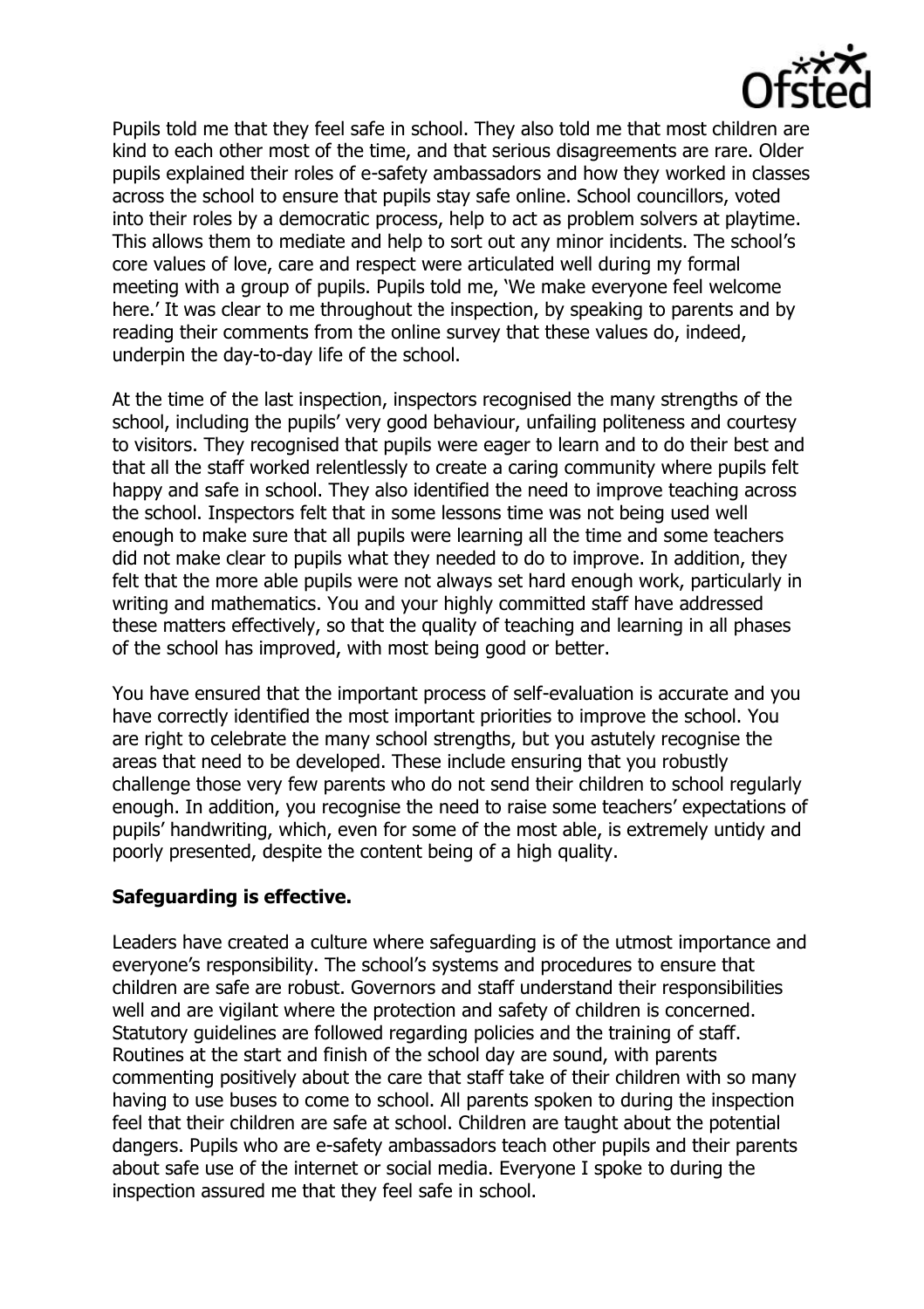Pupils told me that they feel safe in school. They also told me that most children are kind to each other most of the time, and that serious disagreements are rare. Older pupils explained their roles of e-safety ambassadors and how they worked in classes across the school to ensure that pupils stay safe online. School councillors, voted into their roles by a democratic process, help to act as problem solvers at playtime. This allows them to mediate and help to sort out any minor incidents. The school's core values of love, care and respect were articulated well during my formal meeting with a group of pupils. Pupils told me, 'We make everyone feel welcome here.' It was clear to me throughout the inspection, by speaking to parents and by reading their comments from the online survey that these values do, indeed, underpin the day-to-day life of the school.

At the time of the last inspection, inspectors recognised the many strengths of the school, including the pupils' very good behaviour, unfailing politeness and courtesy to visitors. They recognised that pupils were eager to learn and to do their best and that all the staff worked relentlessly to create a caring community where pupils felt happy and safe in school. They also identified the need to improve teaching across the school. Inspectors felt that in some lessons time was not being used well enough to make sure that all pupils were learning all the time and some teachers did not make clear to pupils what they needed to do to improve. In addition, they felt that the more able pupils were not always set hard enough work, particularly in writing and mathematics. You and your highly committed staff have addressed these matters effectively, so that the quality of teaching and learning in all phases of the school has improved, with most being good or better.

You have ensured that the important process of self-evaluation is accurate and you have correctly identified the most important priorities to improve the school. You are right to celebrate the many school strengths, but you astutely recognise the areas that need to be developed. These include ensuring that you robustly challenge those very few parents who do not send their children to school regularly enough. In addition, you recognise the need to raise some teachers' expectations of pupils' handwriting, which, even for some of the most able, is extremely untidy and poorly presented, despite the content being of a high quality.

**Safeguarding is effective.**

Leaders have created a culture where safeguarding is of the utmost importance and everyone's responsibility. The school's systems and procedures to ensure that children are safe are robust. Governors and staff understand their responsibilities well and are vigilant where the protection and safety of children is concerned. Statutory guidelines are followed regarding policies and the training of staff. Routines at the start and finish of the school day are sound, with parents commenting positively about the care that staff take of their children with so many having to use buses to come to school. All parents spoken to during the inspection feel that their children are safe at school. Children are taught about the potential dangers. Pupils who are e-safety ambassadors teach other pupils and their parents about safe use of the internet or social media. Everyone I spoke to during the inspection assured me that they feel safe in school.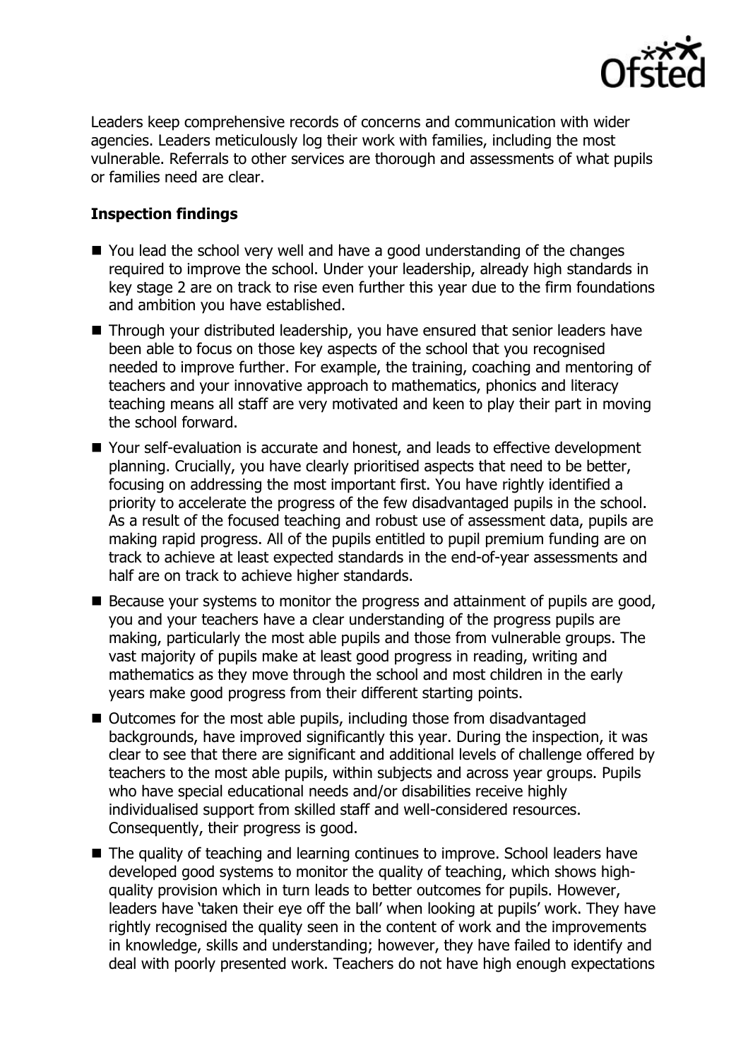Leaders keep comprehensive records of concerns and communication with wider agencies. Leaders meticulously log their work with families, including the most vulnerable. Referrals to other services are thorough and assessments of what pupils or families need are clear.

**Inspection findings**

- You lead the school very well and have a good understanding of the changes required to improve the school. Under your leadership, already high standards in key stage 2 are on track to rise even further this year due to the firm foundations and ambition you have established.
- Through your distributed leadership, you have ensured that senior leaders have been able to focus on those key aspects of the school that you recognised needed to improve further. For example, the training, coaching and mentoring of teachers and your innovative approach to mathematics, phonics and literacy teaching means all staff are very motivated and keen to play their part in moving the school forward.
- Your self-evaluation is accurate and honest, and leads to effective development planning. Crucially, you have clearly prioritised aspects that need to be better, focusing on addressing the most important first. You have rightly identified a priority to accelerate the progress of the few disadvantaged pupils in the school. As a result of the focused teaching and robust use of assessment data, pupils are making rapid progress. All of the pupils entitled to pupil premium funding are on track to achieve at least expected standards in the end-of-year assessments and half are on track to achieve higher standards.
- Because your systems to monitor the progress and attainment of pupils are good, you and your teachers have a clear understanding of the progress pupils are making, particularly the most able pupils and those from vulnerable groups. The vast majority of pupils make at least good progress in reading, writing and mathematics as they move through the school and most children in the early years make good progress from their different starting points.
- Outcomes for the most able pupils, including those from disadvantaged backgrounds, have improved significantly this year. During the inspection, it was clear to see that there are significant and additional levels of challenge offered by teachers to the most able pupils, within subjects and across year groups. Pupils who have special educational needs and/or disabilities receive highly individualised support from skilled staff and well-considered resources. Consequently, their progress is good.
- The quality of teaching and learning continues to improve. School leaders have developed good systems to monitor the quality of teaching, which shows high-quality provision which in turn leads to better outcomes for pupils. However, leaders have 'taken their eye off the ball' when looking at pupils' work. They have rightly recognised the quality seen in the content of work and the improvements in knowledge, skills and understanding; however, they have failed to identify and deal with poorly presented work. Teachers do not have high enough expectations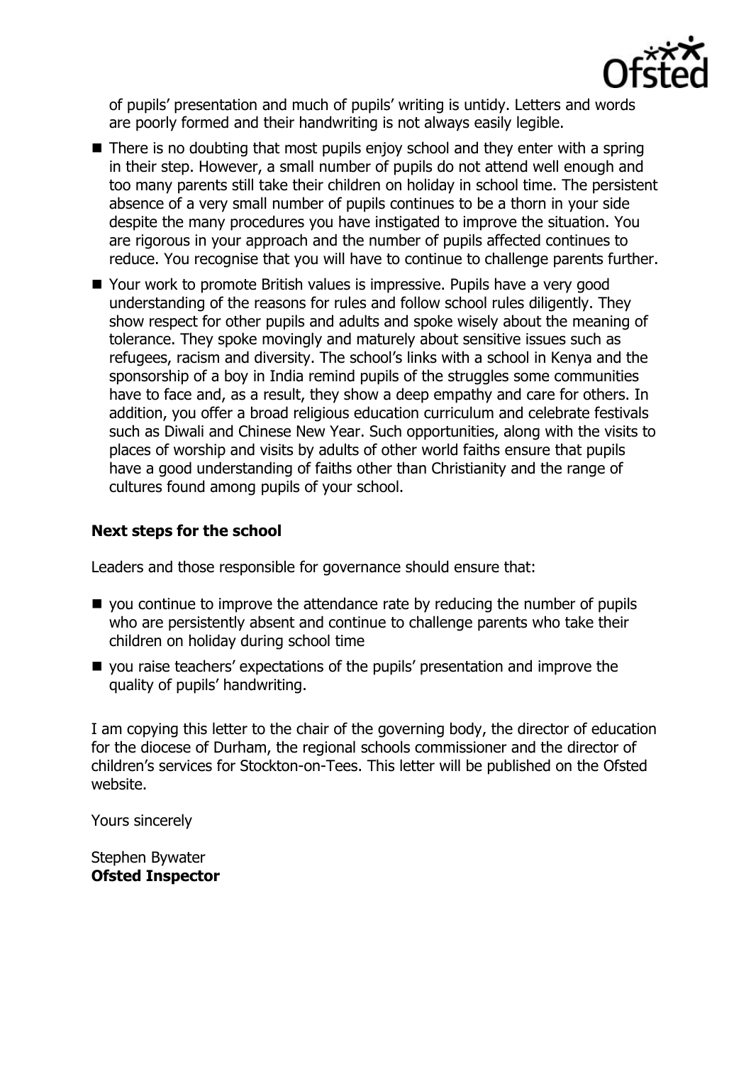of pupils' presentation and much of pupils' writing is untidy. Letters and words are poorly formed and their handwriting is not always easily legible.

- There is no doubting that most pupils enjoy school and they enter with a spring in their step. However, a small number of pupils do not attend well enough and too many parents still take their children on holiday in school time. The persistent absence of a very small number of pupils continues to be a thorn in your side despite the many procedures you have instigated to improve the situation. You are rigorous in your approach and the number of pupils affected continues to reduce. You recognise that you will have to continue to challenge parents further.
- Your work to promote British values is impressive. Pupils have a very good understanding of the reasons for rules and follow school rules diligently. They show respect for other pupils and adults and spoke wisely about the meaning of tolerance. They spoke movingly and maturely about sensitive issues such as refugees, racism and diversity. The school's links with a school in Kenya and the sponsorship of a boy in India remind pupils of the struggles some communities have to face and, as a result, they show a deep empathy and care for others. In addition, you offer a broad religious education curriculum and celebrate festivals such as Diwali and Chinese New Year. Such opportunities, along with the visits to places of worship and visits by adults of other world faiths ensure that pupils have a good understanding of faiths other than Christianity and the range of cultures found among pupils of your school.

**Next steps for the school**

Leaders and those responsible for governance should ensure that:

- you continue to improve the attendance rate by reducing the number of pupils who are persistently absent and continue to challenge parents who take their children on holiday during school time
- you raise teachers' expectations of the pupils' presentation and improve the quality of pupils' handwriting.

I am copying this letter to the chair of the governing body, the director of education for the diocese of Durham, the regional schools commissioner and the director of children's services for Stockton-on-Tees. This letter will be published on the Ofsted website.

Yours sincerely

Stephen Bywater
**Ofsted Inspector**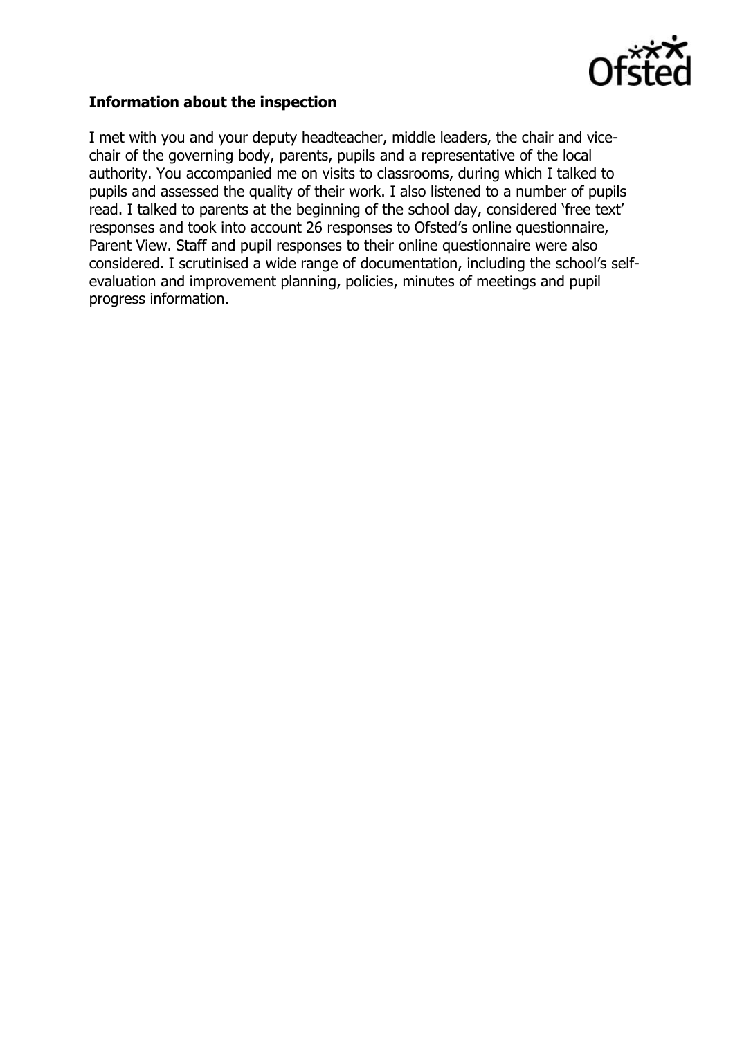**Information about the inspection**

I met with you and your deputy headteacher, middle leaders, the chair and vice-chair of the governing body, parents, pupils and a representative of the local authority. You accompanied me on visits to classrooms, during which I talked to pupils and assessed the quality of their work. I also listened to a number of pupils read. I talked to parents at the beginning of the school day, considered 'free text' responses and took into account 26 responses to Ofsted's online questionnaire, Parent View. Staff and pupil responses to their online questionnaire were also considered. I scrutinised a wide range of documentation, including the school's self-evaluation and improvement planning, policies, minutes of meetings and pupil progress information.